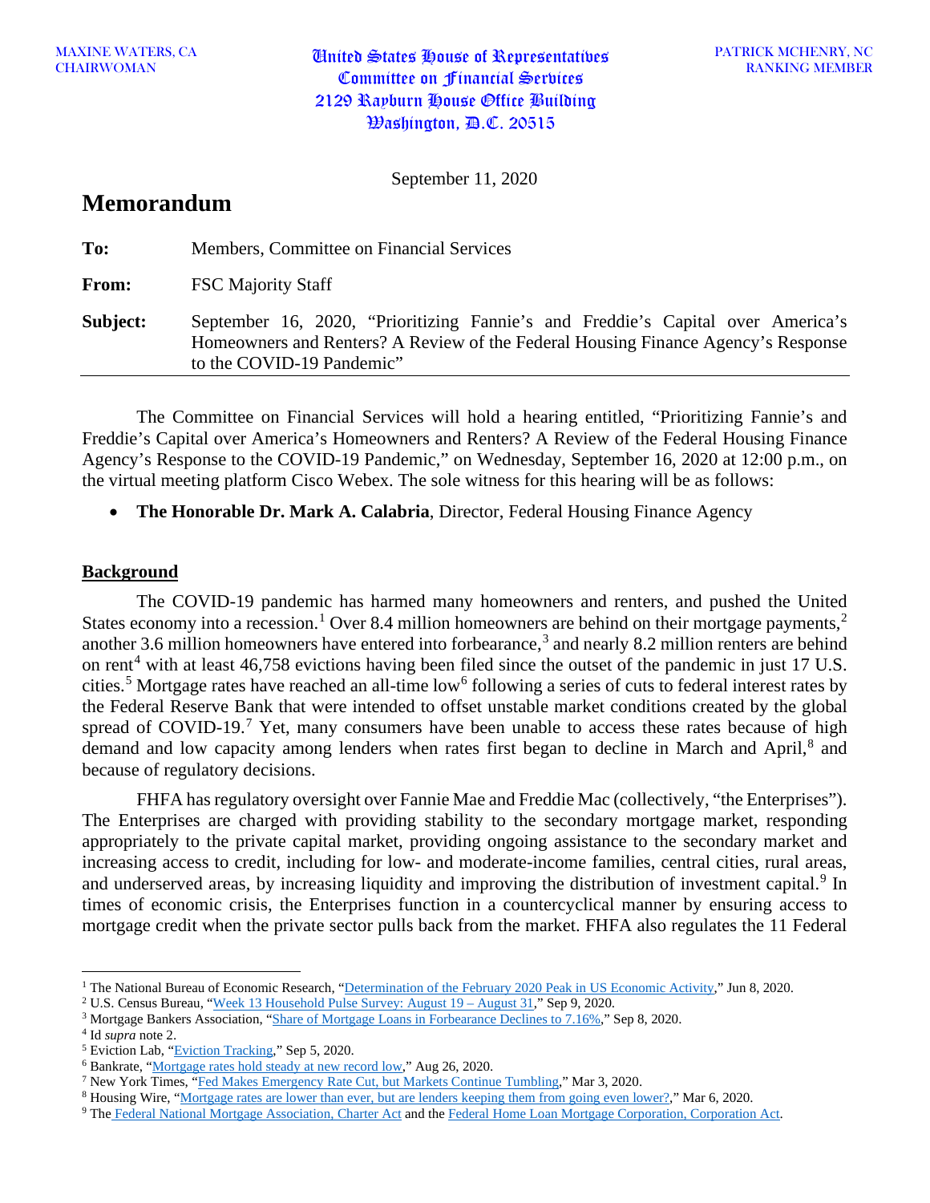MAXINE WATERS, CA
CHAIRWOMAN

United States House of Representatives
Committee on Financial Services
2129 Rayburn House Office Building
Washington, D.C. 20515

PATRICK MCHENRY, NC
RANKING MEMBER

September 11, 2020

# Memorandum

**To:** Members, Committee on Financial Services

**From:** FSC Majority Staff

**Subject:** September 16, 2020, "Prioritizing Fannie's and Freddie's Capital over America's Homeowners and Renters? A Review of the Federal Housing Finance Agency's Response to the COVID-19 Pandemic"

The Committee on Financial Services will hold a hearing entitled, "Prioritizing Fannie's and Freddie's Capital over America's Homeowners and Renters? A Review of the Federal Housing Finance Agency's Response to the COVID-19 Pandemic," on Wednesday, September 16, 2020 at 12:00 p.m., on the virtual meeting platform Cisco Webex. The sole witness for this hearing will be as follows:

- **The Honorable Dr. Mark A. Calabria**, Director, Federal Housing Finance Agency

## Background

The COVID-19 pandemic has harmed many homeowners and renters, and pushed the United States economy into a recession.[1] Over 8.4 million homeowners are behind on their mortgage payments,[2] another 3.6 million homeowners have entered into forbearance,[3] and nearly 8.2 million renters are behind on rent[4] with at least 46,758 evictions having been filed since the outset of the pandemic in just 17 U.S. cities.[5] Mortgage rates have reached an all-time low[6] following a series of cuts to federal interest rates by the Federal Reserve Bank that were intended to offset unstable market conditions created by the global spread of COVID-19.[7] Yet, many consumers have been unable to access these rates because of high demand and low capacity among lenders when rates first began to decline in March and April,[8] and because of regulatory decisions.

FHFA has regulatory oversight over Fannie Mae and Freddie Mac (collectively, "the Enterprises"). The Enterprises are charged with providing stability to the secondary mortgage market, responding appropriately to the private capital market, providing ongoing assistance to the secondary market and increasing access to credit, including for low- and moderate-income families, central cities, rural areas, and underserved areas, by increasing liquidity and improving the distribution of investment capital.[9] In times of economic crisis, the Enterprises function in a countercyclical manner by ensuring access to mortgage credit when the private sector pulls back from the market. FHFA also regulates the 11 Federal

---

[1] The National Bureau of Economic Research, "Determination of the February 2020 Peak in US Economic Activity," Jun 8, 2020.
[2] U.S. Census Bureau, "Week 13 Household Pulse Survey: August 19 – August 31," Sep 9, 2020.
[3] Mortgage Bankers Association, "Share of Mortgage Loans in Forbearance Declines to 7.16%," Sep 8, 2020.
[4] Id *supra* note 2.
[5] Eviction Lab, "Eviction Tracking," Sep 5, 2020.
[6] Bankrate, "Mortgage rates hold steady at new record low," Aug 26, 2020.
[7] New York Times, "Fed Makes Emergency Rate Cut, but Markets Continue Tumbling," Mar 3, 2020.
[8] Housing Wire, "Mortgage rates are lower than ever, but are lenders keeping them from going even lower?," Mar 6, 2020.
[9] The Federal National Mortgage Association, Charter Act and the Federal Home Loan Mortgage Corporation, Corporation Act.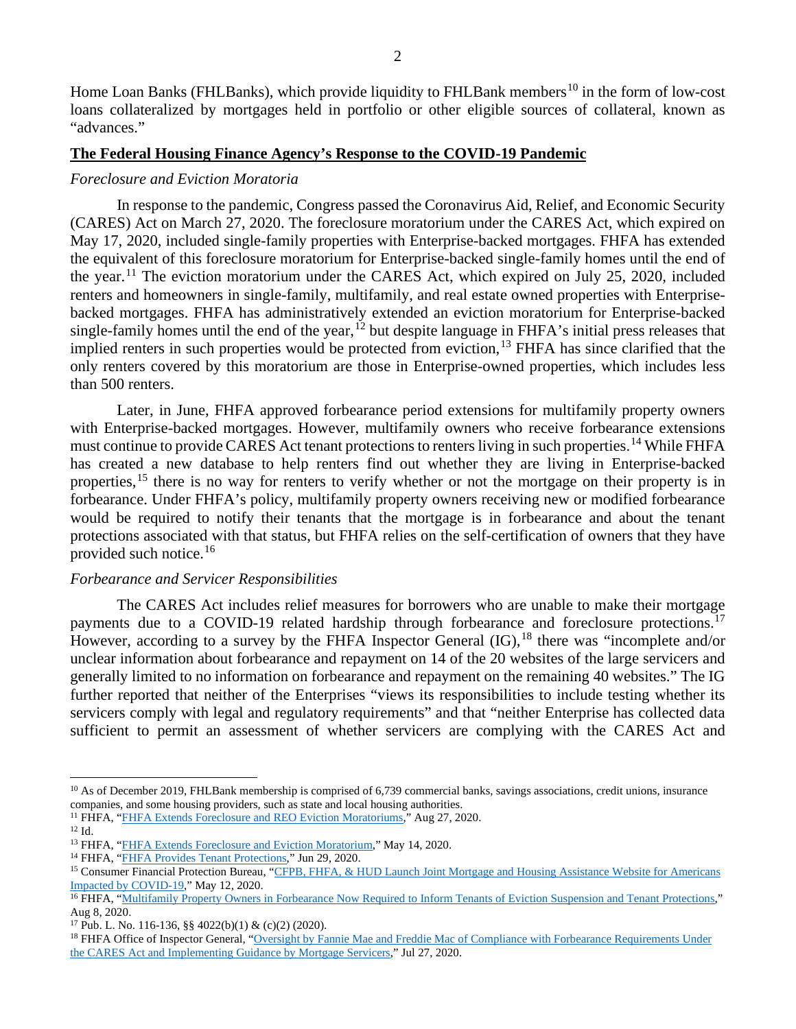Home Loan Banks (FHLBanks), which provide liquidity to FHLBank members[10] in the form of low-cost loans collateralized by mortgages held in portfolio or other eligible sources of collateral, known as "advances."

## The Federal Housing Finance Agency's Response to the COVID-19 Pandemic

### *Foreclosure and Eviction Moratoria*

In response to the pandemic, Congress passed the Coronavirus Aid, Relief, and Economic Security (CARES) Act on March 27, 2020. The foreclosure moratorium under the CARES Act, which expired on May 17, 2020, included single-family properties with Enterprise-backed mortgages. FHFA has extended the equivalent of this foreclosure moratorium for Enterprise-backed single-family homes until the end of the year.[11] The eviction moratorium under the CARES Act, which expired on July 25, 2020, included renters and homeowners in single-family, multifamily, and real estate owned properties with Enterprise-backed mortgages. FHFA has administratively extended an eviction moratorium for Enterprise-backed single-family homes until the end of the year,[12] but despite language in FHFA's initial press releases that implied renters in such properties would be protected from eviction,[13] FHFA has since clarified that the only renters covered by this moratorium are those in Enterprise-owned properties, which includes less than 500 renters.

Later, in June, FHFA approved forbearance period extensions for multifamily property owners with Enterprise-backed mortgages. However, multifamily owners who receive forbearance extensions must continue to provide CARES Act tenant protections to renters living in such properties.[14] While FHFA has created a new database to help renters find out whether they are living in Enterprise-backed properties,[15] there is no way for renters to verify whether or not the mortgage on their property is in forbearance. Under FHFA's policy, multifamily property owners receiving new or modified forbearance would be required to notify their tenants that the mortgage is in forbearance and about the tenant protections associated with that status, but FHFA relies on the self-certification of owners that they have provided such notice.[16]

### *Forbearance and Servicer Responsibilities*

The CARES Act includes relief measures for borrowers who are unable to make their mortgage payments due to a COVID-19 related hardship through forbearance and foreclosure protections.[17] However, according to a survey by the FHFA Inspector General (IG),[18] there was "incomplete and/or unclear information about forbearance and repayment on 14 of the 20 websites of the large servicers and generally limited to no information on forbearance and repayment on the remaining 40 websites." The IG further reported that neither of the Enterprises "views its responsibilities to include testing whether its servicers comply with legal and regulatory requirements" and that "neither Enterprise has collected data sufficient to permit an assessment of whether servicers are complying with the CARES Act and

---

[10] As of December 2019, FHLBank membership is comprised of 6,739 commercial banks, savings associations, credit unions, insurance companies, and some housing providers, such as state and local housing authorities.

[11] FHFA, "FHFA Extends Foreclosure and REO Eviction Moratoriums," Aug 27, 2020.

[12] Id.

[13] FHFA, "FHFA Extends Foreclosure and Eviction Moratorium," May 14, 2020.

[14] FHFA, "FHFA Provides Tenant Protections," Jun 29, 2020.

[15] Consumer Financial Protection Bureau, "CFPB, FHFA, & HUD Launch Joint Mortgage and Housing Assistance Website for Americans Impacted by COVID-19," May 12, 2020.

[16] FHFA, "Multifamily Property Owners in Forbearance Now Required to Inform Tenants of Eviction Suspension and Tenant Protections," Aug 8, 2020.

[17] Pub. L. No. 116-136, §§ 4022(b)(1) & (c)(2) (2020).

[18] FHFA Office of Inspector General, "Oversight by Fannie Mae and Freddie Mac of Compliance with Forbearance Requirements Under the CARES Act and Implementing Guidance by Mortgage Servicers," Jul 27, 2020.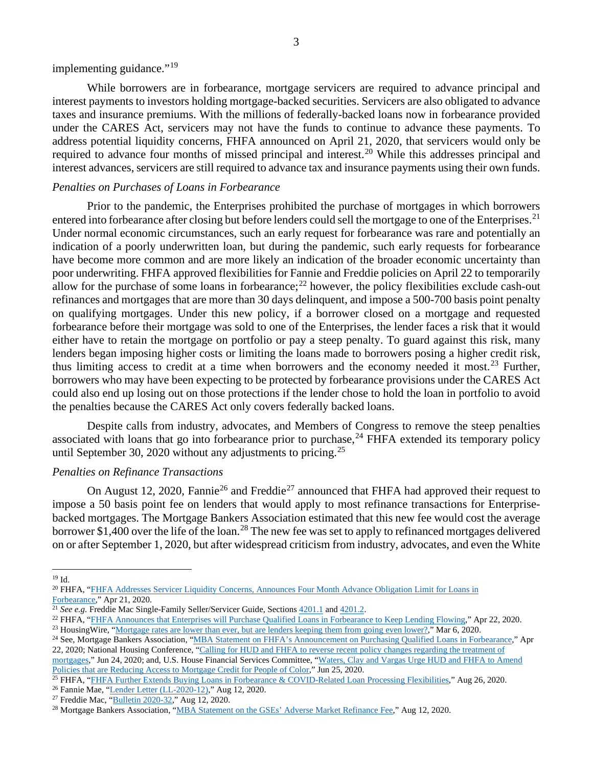implementing guidance."[19]

While borrowers are in forbearance, mortgage servicers are required to advance principal and interest payments to investors holding mortgage-backed securities. Servicers are also obligated to advance taxes and insurance premiums. With the millions of federally-backed loans now in forbearance provided under the CARES Act, servicers may not have the funds to continue to advance these payments. To address potential liquidity concerns, FHFA announced on April 21, 2020, that servicers would only be required to advance four months of missed principal and interest.[20] While this addresses principal and interest advances, servicers are still required to advance tax and insurance payments using their own funds.

*Penalties on Purchases of Loans in Forbearance*

Prior to the pandemic, the Enterprises prohibited the purchase of mortgages in which borrowers entered into forbearance after closing but before lenders could sell the mortgage to one of the Enterprises.[21] Under normal economic circumstances, such an early request for forbearance was rare and potentially an indication of a poorly underwritten loan, but during the pandemic, such early requests for forbearance have become more common and are more likely an indication of the broader economic uncertainty than poor underwriting. FHFA approved flexibilities for Fannie and Freddie policies on April 22 to temporarily allow for the purchase of some loans in forbearance;[22] however, the policy flexibilities exclude cash-out refinances and mortgages that are more than 30 days delinquent, and impose a 500-700 basis point penalty on qualifying mortgages. Under this new policy, if a borrower closed on a mortgage and requested forbearance before their mortgage was sold to one of the Enterprises, the lender faces a risk that it would either have to retain the mortgage on portfolio or pay a steep penalty. To guard against this risk, many lenders began imposing higher costs or limiting the loans made to borrowers posing a higher credit risk, thus limiting access to credit at a time when borrowers and the economy needed it most.[23] Further, borrowers who may have been expecting to be protected by forbearance provisions under the CARES Act could also end up losing out on those protections if the lender chose to hold the loan in portfolio to avoid the penalties because the CARES Act only covers federally backed loans.

Despite calls from industry, advocates, and Members of Congress to remove the steep penalties associated with loans that go into forbearance prior to purchase,[24] FHFA extended its temporary policy until September 30, 2020 without any adjustments to pricing.[25]

*Penalties on Refinance Transactions*

On August 12, 2020, Fannie[26] and Freddie[27] announced that FHFA had approved their request to impose a 50 basis point fee on lenders that would apply to most refinance transactions for Enterprise-backed mortgages. The Mortgage Bankers Association estimated that this new fee would cost the average borrower $1,400 over the life of the loan.[28] The new fee was set to apply to refinanced mortgages delivered on or after September 1, 2020, but after widespread criticism from industry, advocates, and even the White

---

[19] Id.

[20] FHFA, "FHFA Addresses Servicer Liquidity Concerns, Announces Four Month Advance Obligation Limit for Loans in Forbearance," Apr 21, 2020.

[21] *See e.g.* Freddie Mac Single-Family Seller/Servicer Guide, Sections 4201.1 and 4201.2.

[22] FHFA, "FHFA Announces that Enterprises will Purchase Qualified Loans in Forbearance to Keep Lending Flowing," Apr 22, 2020.

[23] HousingWire, "Mortgage rates are lower than ever, but are lenders keeping them from going even lower?," Mar 6, 2020.

[24] See, Mortgage Bankers Association, "MBA Statement on FHFA's Announcement on Purchasing Qualified Loans in Forbearance," Apr 22, 2020; National Housing Conference, "Calling for HUD and FHFA to reverse recent policy changes regarding the treatment of mortgages," Jun 24, 2020; and, U.S. House Financial Services Committee, "Waters, Clay and Vargas Urge HUD and FHFA to Amend Policies that are Reducing Access to Mortgage Credit for People of Color," Jun 25, 2020.

[25] FHFA, "FHFA Further Extends Buying Loans in Forbearance & COVID-Related Loan Processing Flexibilities," Aug 26, 2020.

[26] Fannie Mae, "Lender Letter (LL-2020-12)," Aug 12, 2020.

[27] Freddie Mac, "Bulletin 2020-32," Aug 12, 2020.

[28] Mortgage Bankers Association, "MBA Statement on the GSEs' Adverse Market Refinance Fee," Aug 12, 2020.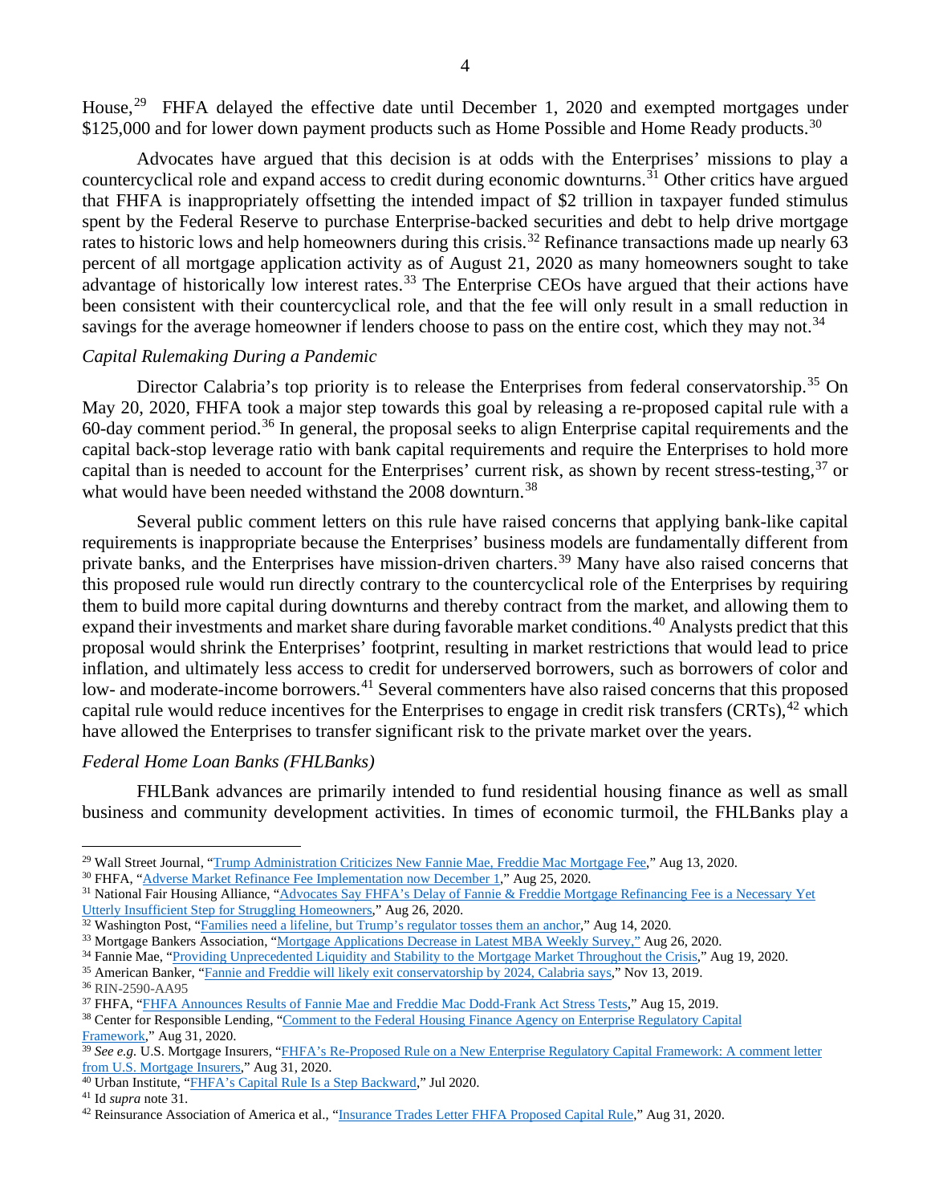House,[29] FHFA delayed the effective date until December 1, 2020 and exempted mortgages under $125,000 and for lower down payment products such as Home Possible and Home Ready products.[30]

Advocates have argued that this decision is at odds with the Enterprises' missions to play a countercyclical role and expand access to credit during economic downturns.[31] Other critics have argued that FHFA is inappropriately offsetting the intended impact of $2 trillion in taxpayer funded stimulus spent by the Federal Reserve to purchase Enterprise-backed securities and debt to help drive mortgage rates to historic lows and help homeowners during this crisis.[32] Refinance transactions made up nearly 63 percent of all mortgage application activity as of August 21, 2020 as many homeowners sought to take advantage of historically low interest rates.[33] The Enterprise CEOs have argued that their actions have been consistent with their countercyclical role, and that the fee will only result in a small reduction in savings for the average homeowner if lenders choose to pass on the entire cost, which they may not.[34]

*Capital Rulemaking During a Pandemic*

Director Calabria's top priority is to release the Enterprises from federal conservatorship.[35] On May 20, 2020, FHFA took a major step towards this goal by releasing a re-proposed capital rule with a 60-day comment period.[36] In general, the proposal seeks to align Enterprise capital requirements and the capital back-stop leverage ratio with bank capital requirements and require the Enterprises to hold more capital than is needed to account for the Enterprises' current risk, as shown by recent stress-testing,[37] or what would have been needed withstand the 2008 downturn.[38]

Several public comment letters on this rule have raised concerns that applying bank-like capital requirements is inappropriate because the Enterprises' business models are fundamentally different from private banks, and the Enterprises have mission-driven charters.[39] Many have also raised concerns that this proposed rule would run directly contrary to the countercyclical role of the Enterprises by requiring them to build more capital during downturns and thereby contract from the market, and allowing them to expand their investments and market share during favorable market conditions.[40] Analysts predict that this proposal would shrink the Enterprises' footprint, resulting in market restrictions that would lead to price inflation, and ultimately less access to credit for underserved borrowers, such as borrowers of color and low- and moderate-income borrowers.[41] Several commenters have also raised concerns that this proposed capital rule would reduce incentives for the Enterprises to engage in credit risk transfers (CRTs),[42] which have allowed the Enterprises to transfer significant risk to the private market over the years.

*Federal Home Loan Banks (FHLBanks)*

FHLBank advances are primarily intended to fund residential housing finance as well as small business and community development activities. In times of economic turmoil, the FHLBanks play a

---

[29] Wall Street Journal, "Trump Administration Criticizes New Fannie Mae, Freddie Mac Mortgage Fee," Aug 13, 2020.

[30] FHFA, "Adverse Market Refinance Fee Implementation now December 1," Aug 25, 2020.

[31] National Fair Housing Alliance, "Advocates Say FHFA's Delay of Fannie & Freddie Mortgage Refinancing Fee is a Necessary Yet Utterly Insufficient Step for Struggling Homeowners," Aug 26, 2020.

[32] Washington Post, "Families need a lifeline, but Trump's regulator tosses them an anchor," Aug 14, 2020.

[33] Mortgage Bankers Association, "Mortgage Applications Decrease in Latest MBA Weekly Survey," Aug 26, 2020.

[34] Fannie Mae, "Providing Unprecedented Liquidity and Stability to the Mortgage Market Throughout the Crisis," Aug 19, 2020.

[35] American Banker, "Fannie and Freddie will likely exit conservatorship by 2024, Calabria says," Nov 13, 2019.

[36] RIN-2590-AA95

[37] FHFA, "FHFA Announces Results of Fannie Mae and Freddie Mac Dodd-Frank Act Stress Tests," Aug 15, 2019.

[38] Center for Responsible Lending, "Comment to the Federal Housing Finance Agency on Enterprise Regulatory Capital Framework," Aug 31, 2020.

[39] *See e.g.* U.S. Mortgage Insurers, "FHFA's Re-Proposed Rule on a New Enterprise Regulatory Capital Framework: A comment letter from U.S. Mortgage Insurers," Aug 31, 2020.

[40] Urban Institute, "FHFA's Capital Rule Is a Step Backward," Jul 2020.

[41] Id *supra* note 31.

[42] Reinsurance Association of America et al., "Insurance Trades Letter FHFA Proposed Capital Rule," Aug 31, 2020.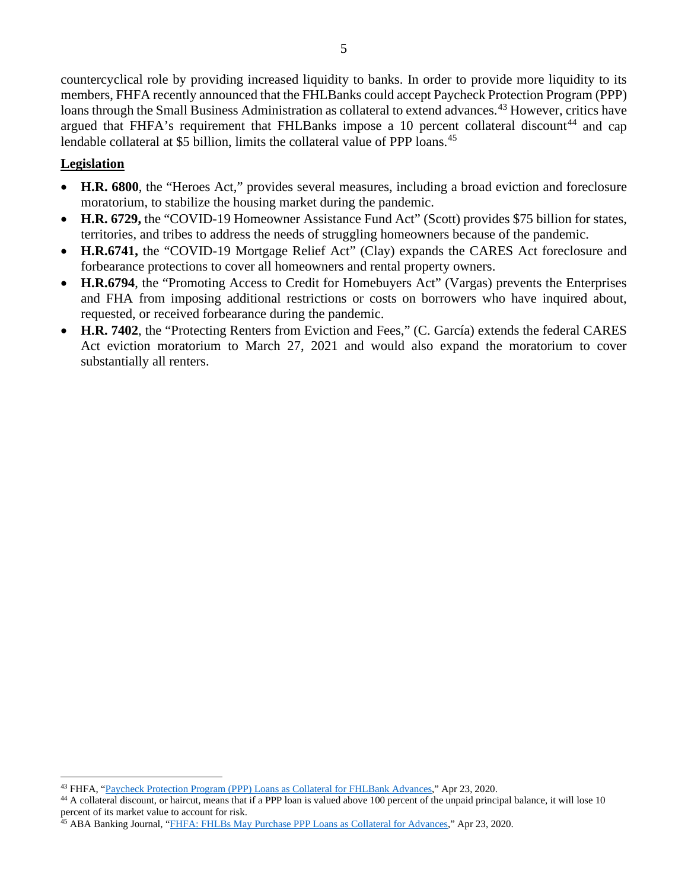countercyclical role by providing increased liquidity to banks. In order to provide more liquidity to its members, FHFA recently announced that the FHLBanks could accept Paycheck Protection Program (PPP) loans through the Small Business Administration as collateral to extend advances.[43] However, critics have argued that FHFA's requirement that FHLBanks impose a 10 percent collateral discount[44] and cap lendable collateral at $5 billion, limits the collateral value of PPP loans.[45]

## Legislation

- **H.R. 6800**, the "Heroes Act," provides several measures, including a broad eviction and foreclosure moratorium, to stabilize the housing market during the pandemic.
- **H.R. 6729,** the "COVID-19 Homeowner Assistance Fund Act" (Scott) provides $75 billion for states, territories, and tribes to address the needs of struggling homeowners because of the pandemic.
- **H.R.6741,** the "COVID-19 Mortgage Relief Act" (Clay) expands the CARES Act foreclosure and forbearance protections to cover all homeowners and rental property owners.
- **H.R.6794**, the "Promoting Access to Credit for Homebuyers Act" (Vargas) prevents the Enterprises and FHA from imposing additional restrictions or costs on borrowers who have inquired about, requested, or received forbearance during the pandemic.
- **H.R. 7402**, the "Protecting Renters from Eviction and Fees," (C. García) extends the federal CARES Act eviction moratorium to March 27, 2021 and would also expand the moratorium to cover substantially all renters.

---

[43] FHFA, "Paycheck Protection Program (PPP) Loans as Collateral for FHLBank Advances," Apr 23, 2020.

[44] A collateral discount, or haircut, means that if a PPP loan is valued above 100 percent of the unpaid principal balance, it will lose 10 percent of its market value to account for risk.

[45] ABA Banking Journal, "FHFA: FHLBs May Purchase PPP Loans as Collateral for Advances," Apr 23, 2020.